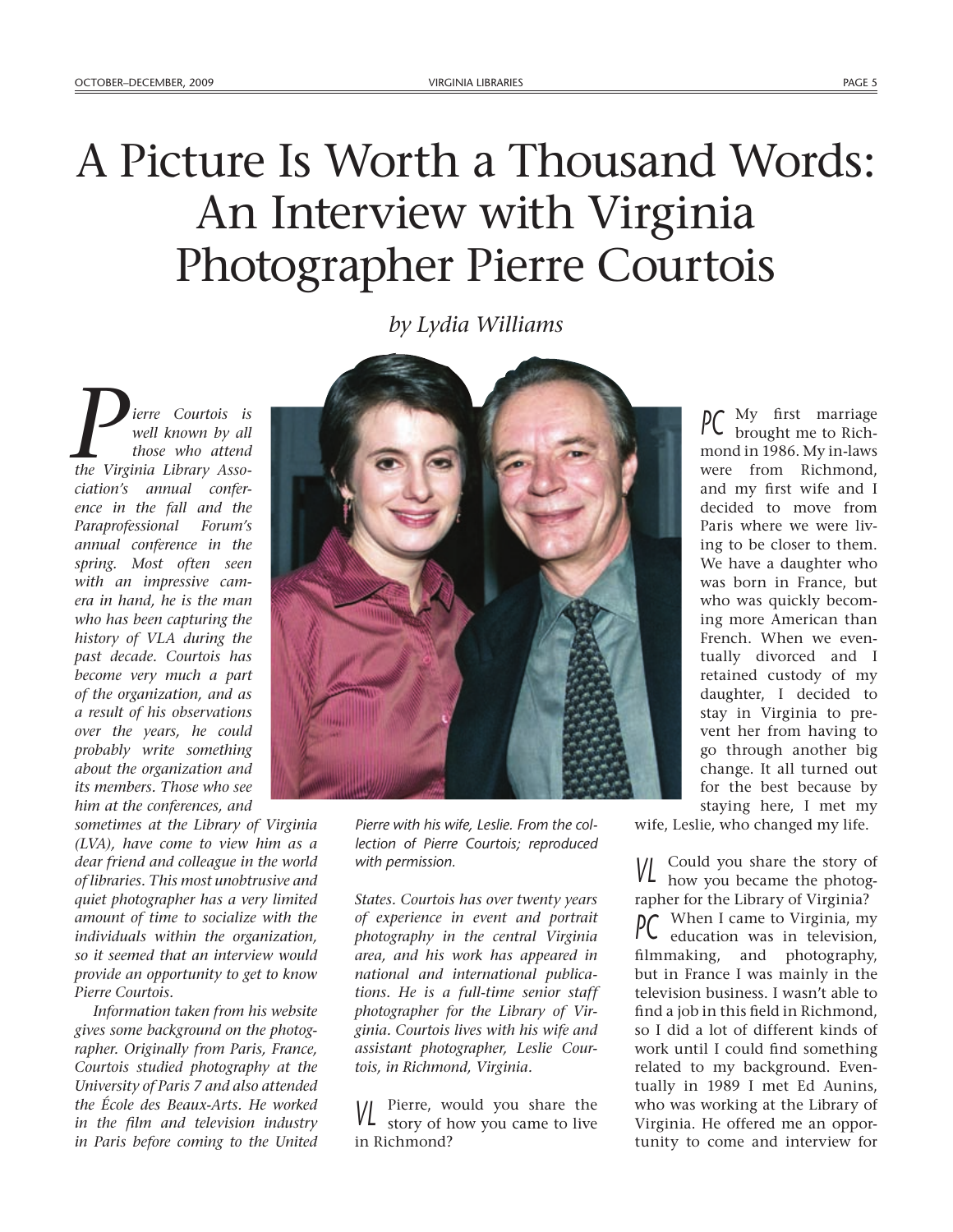# A Picture Is Worth a Thousand Words: An Interview with Virginia Photographer Pierre Courtois

*by Lydia Williams*

*Pierre Courtois is well known by all those who attend the Virginia Library Association's annual conference in the fall and the Paraprofessional Forum's annual conference in the spring. Most often seen with an impressive camera in hand, he is the man who has been capturing the history of VLA during the past decade. Courtois has become very much a part of the organization, and as a result of his observations over the years, he could probably write something about the organization and its members. Those who see him at the conferences, and sometimes at the Library of Virginia (LVA), have come to view him as a dear friend and colleague in the world of libraries. This most unobtrusive and quiet photographer has a very limited amount of time to socialize with the individuals within the organization, so it seemed that an interview would provide an opportunity to get to know Pierre Courtois.*

*Information taken from his website gives some background on the photographer. Originally from Paris, France, Courtois studied photography at the University of Paris 7 and also attended the École des Beaux-Arts. He worked in the film and television industry in Paris before coming to the United States. Courtois has over twenty years of experience in event and portrait photography in the central Virginia area, and his work has appeared in national and international publications. He is a full-time senior staff photographer for the Library of Virginia. Courtois lives with his wife and assistant photographer, Leslie Courtois, in Richmond, Virginia.*

*Pierre with his wife, Leslie. From the collection of Pierre Courtois; reproduced with permission.*

**VL** Pierre, would you share the story of how you came to live in Richmond?

**PC** My first marriage brought me to Richmond in 1986. My in-laws were from Richmond, and my first wife and I decided to move from Paris where we were living to be closer to them. We have a daughter who was born in France, but who was quickly becoming more American than French. When we eventually divorced and I retained custody of my daughter, I decided to stay in Virginia to prevent her from having to go through another big change. It all turned out for the best because by staying here, I met my wife, Leslie, who changed my life.

**VL** Could you share the story of how you became the photographer for the Library of Virginia?

**PC** When I came to Virginia, my education was in television, filmmaking, and photography, but in France I was mainly in the television business. I wasn't able to find a job in this field in Richmond, so I did a lot of different kinds of work until I could find something related to my background. Eventually in 1989 I met Ed Aunins, who was working at the Library of Virginia. He offered me an opportunity to come and interview for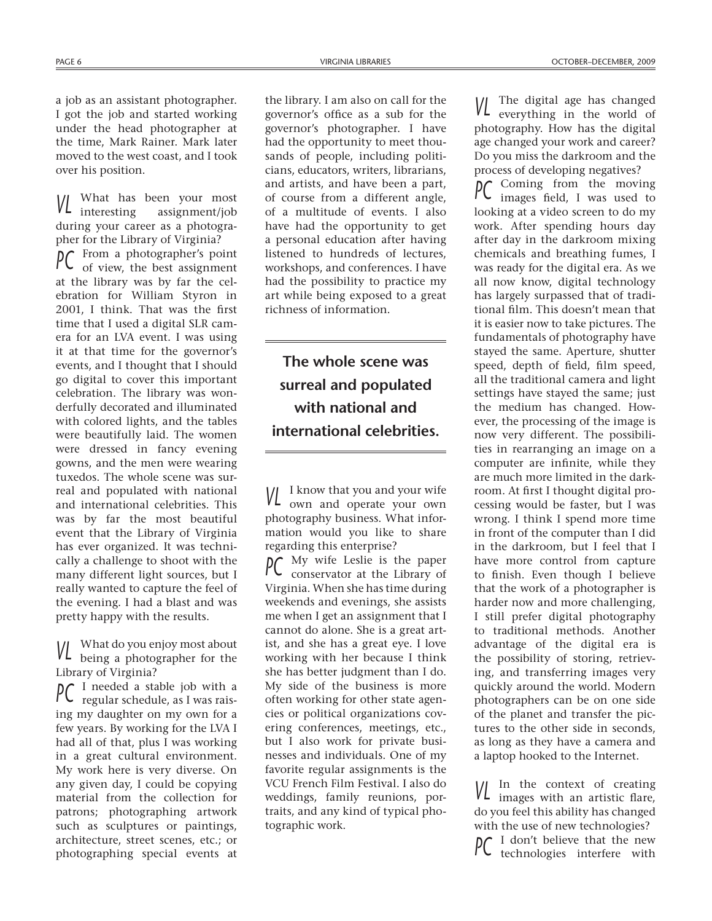a job as an assistant photographer. I got the job and started working under the head photographer at the time, Mark Rainer. Mark later moved to the west coast, and I took over his position.

**VL** What has been your most interesting assignment/job during your career as a photographer for the Library of Virginia?

**PC** From a photographer's point of view, the best assignment at the library was by far the celebration for William Styron in 2001, I think. That was the first time that I used a digital SLR camera for an LVA event. I was using it at that time for the governor's events, and I thought that I should go digital to cover this important celebration. The library was wonderfully decorated and illuminated with colored lights, and the tables were beautifully laid. The women were dressed in fancy evening gowns, and the men were wearing tuxedos. The whole scene was surreal and populated with national and international celebrities. This was by far the most beautiful event that the Library of Virginia has ever organized. It was technically a challenge to shoot with the many different light sources, but I really wanted to capture the feel of the evening. I had a blast and was pretty happy with the results.

**VL** What do you enjoy most about being a photographer for the Library of Virginia?

**PC** I needed a stable job with a regular schedule, as I was raising my daughter on my own for a few years. By working for the LVA I had all of that, plus I was working in a great cultural environment. My work here is very diverse. On any given day, I could be copying material from the collection for patrons; photographing artwork such as sculptures or paintings, architecture, street scenes, etc.; or photographing special events at the library. I am also on call for the governor's office as a sub for the governor's photographer. I have had the opportunity to meet thousands of people, including politicians, educators, writers, librarians, and artists, and have been a part, of course from a different angle, of a multitude of events. I also have had the opportunity to get a personal education after having listened to hundreds of lectures, workshops, and conferences. I have had the possibility to practice my art while being exposed to a great richness of information.

> **The whole scene was surreal and populated with national and international celebrities.**

**VL** I know that you and your wife own and operate your own photography business. What information would you like to share regarding this enterprise?

**PC** My wife Leslie is the paper conservator at the Library of Virginia. When she has time during weekends and evenings, she assists me when I get an assignment that I cannot do alone. She is a great artist, and she has a great eye. I love working with her because I think she has better judgment than I do. My side of the business is more often working for other state agencies or political organizations covering conferences, meetings, etc., but I also work for private businesses and individuals. One of my favorite regular assignments is the VCU French Film Festival. I also do weddings, family reunions, portraits, and any kind of typical photographic work.

**VL** The digital age has changed everything in the world of photography. How has the digital age changed your work and career? Do you miss the darkroom and the process of developing negatives?

**PC** Coming from the moving images field, I was used to looking at a video screen to do my work. After spending hours day after day in the darkroom mixing chemicals and breathing fumes, I was ready for the digital era. As we all now know, digital technology has largely surpassed that of traditional film. This doesn't mean that it is easier now to take pictures. The fundamentals of photography have stayed the same. Aperture, shutter speed, depth of field, film speed, all the traditional camera and light settings have stayed the same; just the medium has changed. However, the processing of the image is now very different. The possibilities in rearranging an image on a computer are infinite, while they are much more limited in the darkroom. At first I thought digital processing would be faster, but I was wrong. I think I spend more time in front of the computer than I did in the darkroom, but I feel that I have more control from capture to finish. Even though I believe that the work of a photographer is harder now and more challenging, I still prefer digital photography to traditional methods. Another advantage of the digital era is the possibility of storing, retrieving, and transferring images very quickly around the world. Modern photographers can be on one side of the planet and transfer the pictures to the other side in seconds, as long as they have a camera and a laptop hooked to the Internet.

**VL** In the context of creating images with an artistic flare, do you feel this ability has changed with the use of new technologies?

**PC** I don't believe that the new technologies interfere with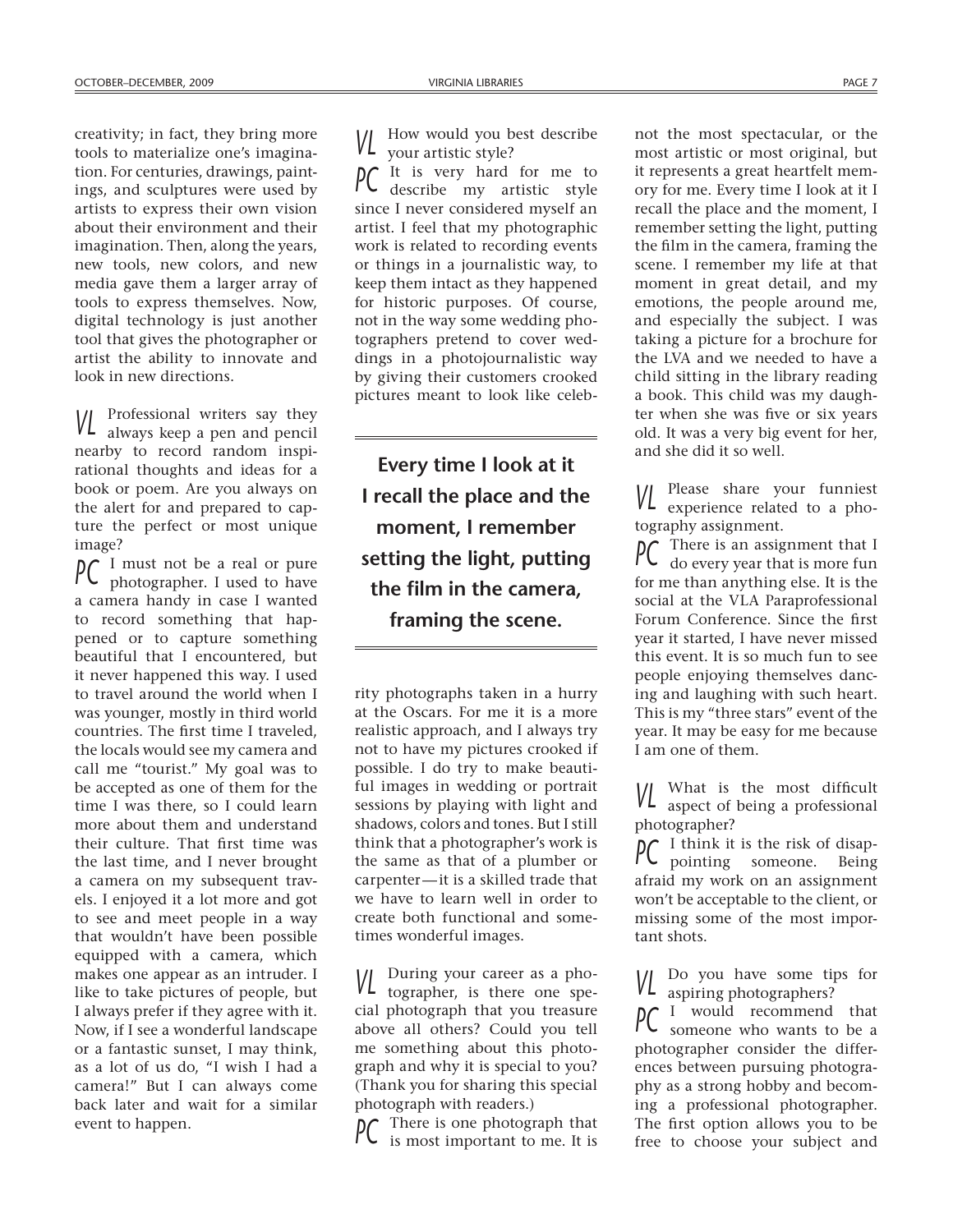creativity; in fact, they bring more tools to materialize one's imagination. For centuries, drawings, paintings, and sculptures were used by artists to express their own vision about their environment and their imagination. Then, along the years, new tools, new colors, and new media gave them a larger array of tools to express themselves. Now, digital technology is just another tool that gives the photographer or artist the ability to innovate and look in new directions.

**VL** Professional writers say they always keep a pen and pencil nearby to record random inspirational thoughts and ideas for a book or poem. Are you always on the alert for and prepared to capture the perfect or most unique image?

**PC** I must not be a real or pure photographer. I used to have a camera handy in case I wanted to record something that happened or to capture something beautiful that I encountered, but it never happened this way. I used to travel around the world when I was younger, mostly in third world countries. The first time I traveled, the locals would see my camera and call me "tourist." My goal was to be accepted as one of them for the time I was there, so I could learn more about them and understand their culture. That first time was the last time, and I never brought a camera on my subsequent travels. I enjoyed it a lot more and got to see and meet people in a way that wouldn't have been possible equipped with a camera, which makes one appear as an intruder. I like to take pictures of people, but I always prefer if they agree with it. Now, if I see a wonderful landscape or a fantastic sunset, I may think, as a lot of us do, "I wish I had a camera!" But I can always come back later and wait for a similar event to happen.

**VL** How would you best describe your artistic style?

**PC** It is very hard for me to describe my artistic style since I never considered myself an artist. I feel that my photographic work is related to recording events or things in a journalistic way, to keep them intact as they happened for historic purposes. Of course, not in the way some wedding photographers pretend to cover weddings in a photojournalistic way by giving their customers crooked pictures meant to look like celebrity photographs taken in a hurry at the Oscars. For me it is a more realistic approach, and I always try not to have my pictures crooked if possible. I do try to make beautiful images in wedding or portrait sessions by playing with light and shadows, colors and tones. But I still think that a photographer's work is the same as that of a plumber or carpenter—it is a skilled trade that we have to learn well in order to create both functional and sometimes wonderful images.

> **Every time I look at it I recall the place and the moment, I remember setting the light, putting the film in the camera, framing the scene.**

**VL** During your career as a photographer, is there one special photograph that you treasure above all others? Could you tell me something about this photograph and why it is special to you? (Thank you for sharing this special photograph with readers.)

**PC** There is one photograph that is most important to me. It is not the most spectacular, or the most artistic or most original, but it represents a great heartfelt memory for me. Every time I look at it I recall the place and the moment, I remember setting the light, putting the film in the camera, framing the scene. I remember my life at that moment in great detail, and my emotions, the people around me, and especially the subject. I was taking a picture for a brochure for the LVA and we needed to have a child sitting in the library reading a book. This child was my daughter when she was five or six years old. It was a very big event for her, and she did it so well.

**VL** Please share your funniest experience related to a photography assignment.

**PC** There is an assignment that I do every year that is more fun for me than anything else. It is the social at the VLA Paraprofessional Forum Conference. Since the first year it started, I have never missed this event. It is so much fun to see people enjoying themselves dancing and laughing with such heart. This is my "three stars" event of the year. It may be easy for me because I am one of them.

**VL** What is the most difficult aspect of being a professional photographer?

**PC** I think it is the risk of disappointing someone. Being afraid my work on an assignment won't be acceptable to the client, or missing some of the most important shots.

**VL** Do you have some tips for aspiring photographers?

**PC** I would recommend that someone who wants to be a photographer consider the differences between pursuing photography as a strong hobby and becoming a professional photographer. The first option allows you to be free to choose your subject and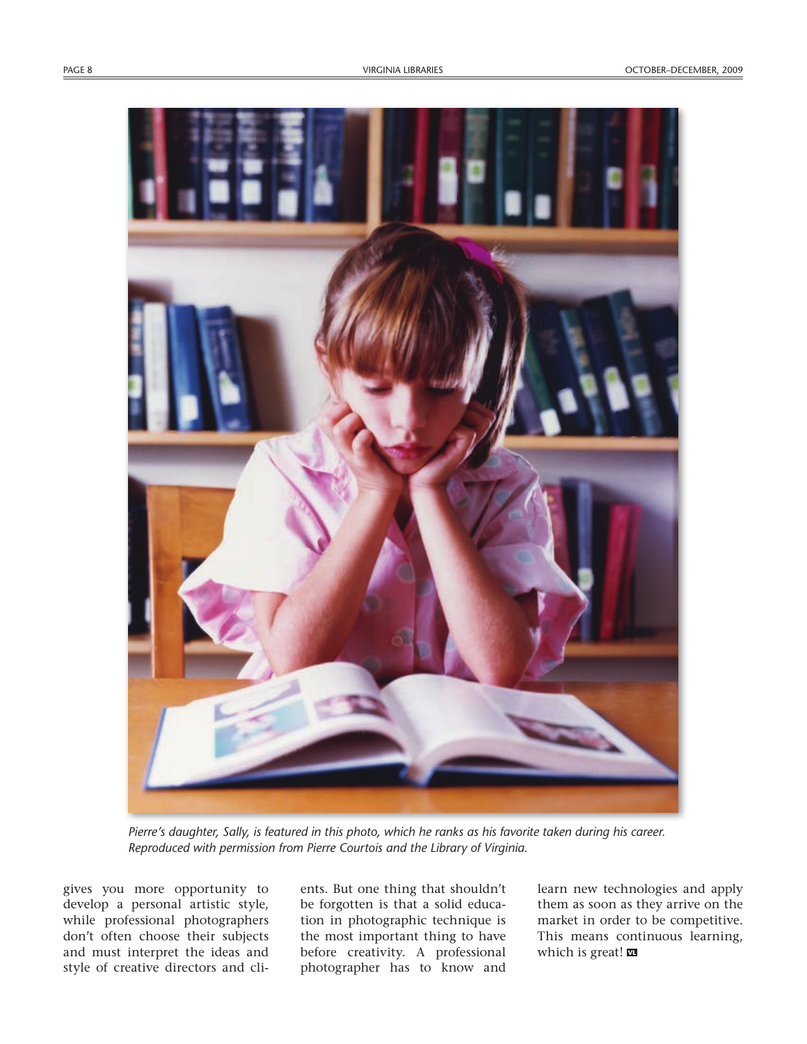*Pierre's daughter, Sally, is featured in this photo, which he ranks as his favorite taken during his career. Reproduced with permission from Pierre Courtois and the Library of Virginia.*

gives you more opportunity to develop a personal artistic style, while professional photographers don't often choose their subjects and must interpret the ideas and style of creative directors and clients. But one thing that shouldn't be forgotten is that a solid education in photographic technique is the most important thing to have before creativity. A professional photographer has to know and learn new technologies and apply them as soon as they arrive on the market in order to be competitive. This means continuous learning, which is great!